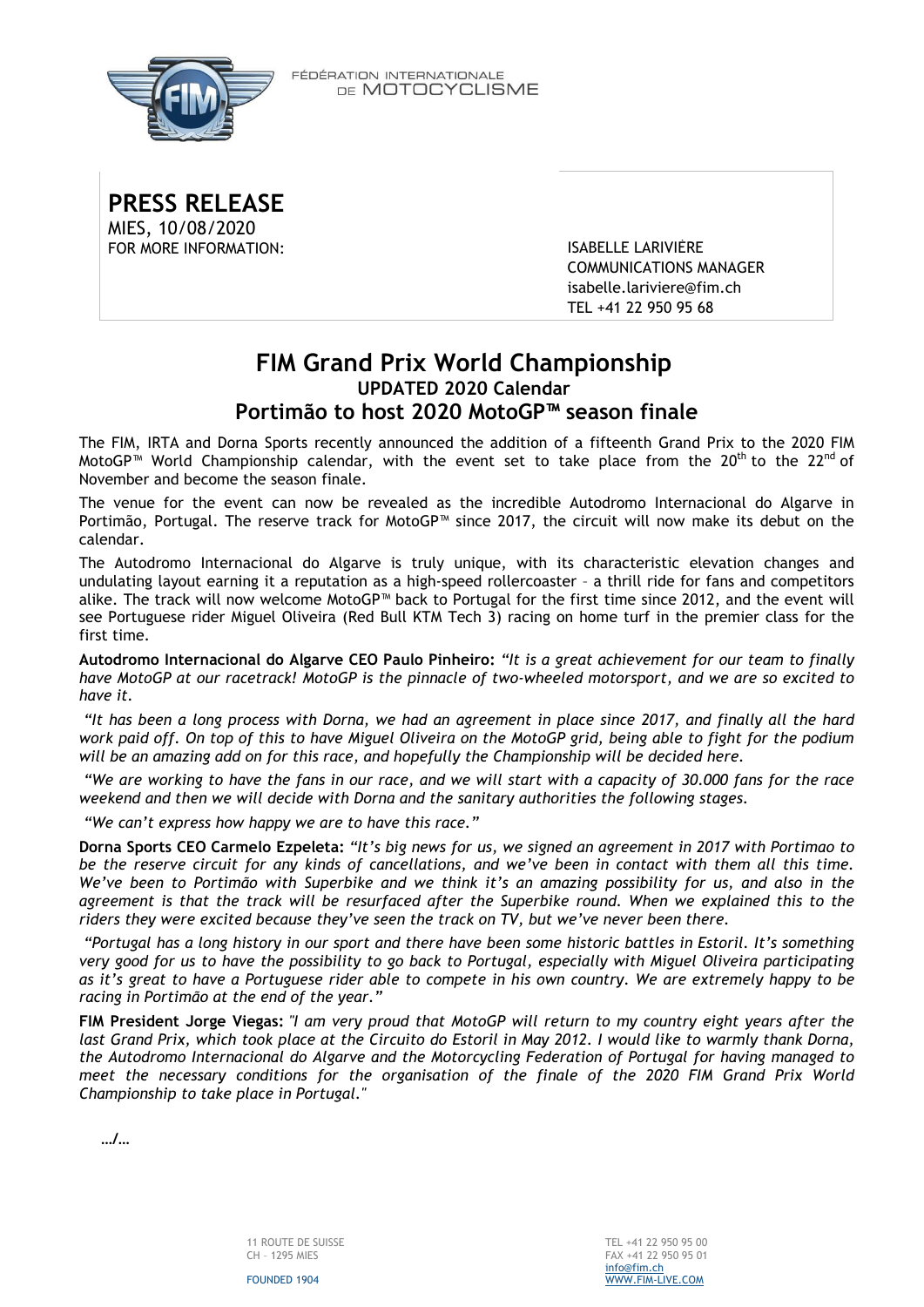FÉDÉRATION INTERNATIONALE DE MOTOCYCLISME

**PRESS RELEASE**
MIES, 10/08/2020
FOR MORE INFORMATION:

ISABELLE LARIVIÈRE
COMMUNICATIONS MANAGER
isabelle.lariviere@fim.ch
TEL +41 22 950 95 68

# FIM Grand Prix World Championship

## UPDATED 2020 Calendar

## Portimão to host 2020 MotoGP™ season finale

The FIM, IRTA and Dorna Sports recently announced the addition of a fifteenth Grand Prix to the 2020 FIM MotoGP™ World Championship calendar, with the event set to take place from the 20th to the 22nd of November and become the season finale.

The venue for the event can now be revealed as the incredible Autodromo Internacional do Algarve in Portimão, Portugal. The reserve track for MotoGP™ since 2017, the circuit will now make its debut on the calendar.

The Autodromo Internacional do Algarve is truly unique, with its characteristic elevation changes and undulating layout earning it a reputation as a high-speed rollercoaster – a thrill ride for fans and competitors alike. The track will now welcome MotoGP™ back to Portugal for the first time since 2012, and the event will see Portuguese rider Miguel Oliveira (Red Bull KTM Tech 3) racing on home turf in the premier class for the first time.

**Autodromo Internacional do Algarve CEO Paulo Pinheiro:** *"It is a great achievement for our team to finally have MotoGP at our racetrack! MotoGP is the pinnacle of two-wheeled motorsport, and we are so excited to have it.*

*"It has been a long process with Dorna, we had an agreement in place since 2017, and finally all the hard work paid off. On top of this to have Miguel Oliveira on the MotoGP grid, being able to fight for the podium will be an amazing add on for this race, and hopefully the Championship will be decided here.*

*"We are working to have the fans in our race, and we will start with a capacity of 30.000 fans for the race weekend and then we will decide with Dorna and the sanitary authorities the following stages.*

*"We can't express how happy we are to have this race."*

**Dorna Sports CEO Carmelo Ezpeleta:** *"It's big news for us, we signed an agreement in 2017 with Portimao to be the reserve circuit for any kinds of cancellations, and we've been in contact with them all this time. We've been to Portimão with Superbike and we think it's an amazing possibility for us, and also in the agreement is that the track will be resurfaced after the Superbike round. When we explained this to the riders they were excited because they've seen the track on TV, but we've never been there.*

*"Portugal has a long history in our sport and there have been some historic battles in Estoril. It's something very good for us to have the possibility to go back to Portugal, especially with Miguel Oliveira participating as it's great to have a Portuguese rider able to compete in his own country. We are extremely happy to be racing in Portimão at the end of the year."*

**FIM President Jorge Viegas:** *"I am very proud that MotoGP will return to my country eight years after the last Grand Prix, which took place at the Circuito do Estoril in May 2012. I would like to warmly thank Dorna, the Autodromo Internacional do Algarve and the Motorcycling Federation of Portugal for having managed to meet the necessary conditions for the organisation of the finale of the 2020 FIM Grand Prix World Championship to take place in Portugal."*

…/…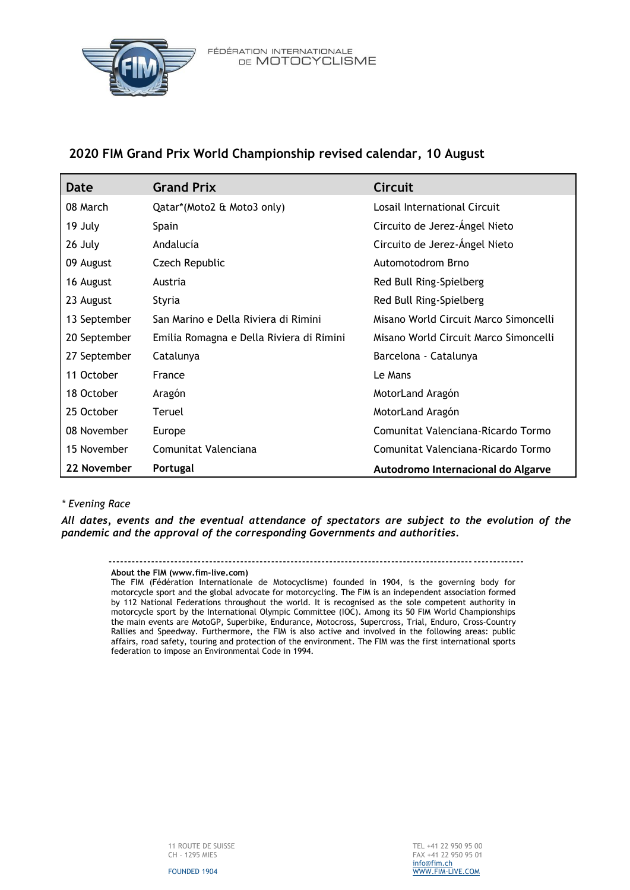FÉDÉRATION INTERNATIONALE DE MOTOCYCLISME

## 2020 FIM Grand Prix World Championship revised calendar, 10 August

| Date | Grand Prix | Circuit |
|---|---|---|
| 08 March | Qatar*(Moto2 & Moto3 only) | Losail International Circuit |
| 19 July | Spain | Circuito de Jerez-Ángel Nieto |
| 26 July | Andalucía | Circuito de Jerez-Ángel Nieto |
| 09 August | Czech Republic | Automotodrom Brno |
| 16 August | Austria | Red Bull Ring-Spielberg |
| 23 August | Styria | Red Bull Ring-Spielberg |
| 13 September | San Marino e Della Riviera di Rimini | Misano World Circuit Marco Simoncelli |
| 20 September | Emilia Romagna e Della Riviera di Rimini | Misano World Circuit Marco Simoncelli |
| 27 September | Catalunya | Barcelona - Catalunya |
| 11 October | France | Le Mans |
| 18 October | Aragón | MotorLand Aragón |
| 25 October | Teruel | MotorLand Aragón |
| 08 November | Europe | Comunitat Valenciana-Ricardo Tormo |
| 15 November | Comunitat Valenciana | Comunitat Valenciana-Ricardo Tormo |
| **22 November** | **Portugal** | **Autodromo Internacional do Algarve** |

*\* Evening Race*

***All dates, events and the eventual attendance of spectators are subject to the evolution of the pandemic and the approval of the corresponding Governments and authorities.***

---

**About the FIM (www.fim-live.com)**
The FIM (Fédération Internationale de Motocyclisme) founded in 1904, is the governing body for motorcycle sport and the global advocate for motorcycling. The FIM is an independent association formed by 112 National Federations throughout the world. It is recognised as the sole competent authority in motorcycle sport by the International Olympic Committee (IOC). Among its 50 FIM World Championships the main events are MotoGP, Superbike, Endurance, Motocross, Supercross, Trial, Enduro, Cross-Country Rallies and Speedway. Furthermore, the FIM is also active and involved in the following areas: public affairs, road safety, touring and protection of the environment. The FIM was the first international sports federation to impose an Environmental Code in 1994.

11 ROUTE DE SUISSE
CH – 1295 MIES

FOUNDED 1904

TEL +41 22 950 95 00
FAX +41 22 950 95 01
info@fim.ch
WWW.FIM-LIVE.COM